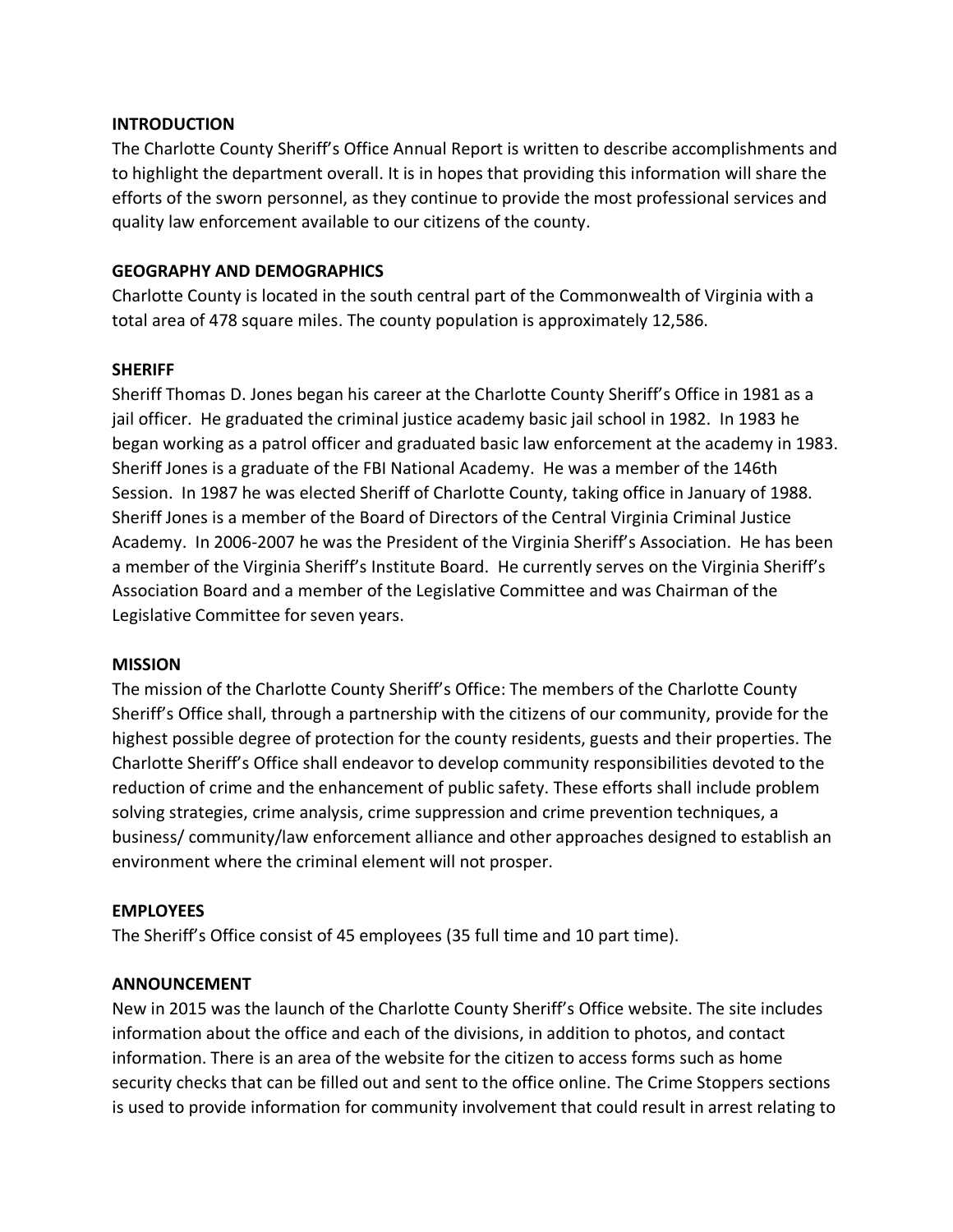## INTRODUCTION

The Charlotte County Sheriff's Office Annual Report is written to describe accomplishments and to highlight the department overall. It is in hopes that providing this information will share the efforts of the sworn personnel, as they continue to provide the most professional services and quality law enforcement available to our citizens of the county.

## GEOGRAPHY AND DEMOGRAPHICS

Charlotte County is located in the south central part of the Commonwealth of Virginia with a total area of 478 square miles. The county population is approximately 12,586.

## SHERIFF

Sheriff Thomas D. Jones began his career at the Charlotte County Sheriff's Office in 1981 as a jail officer. He graduated the criminal justice academy basic jail school in 1982. In 1983 he began working as a patrol officer and graduated basic law enforcement at the academy in 1983. Sheriff Jones is a graduate of the FBI National Academy. He was a member of the 146th Session. In 1987 he was elected Sheriff of Charlotte County, taking office in January of 1988. Sheriff Jones is a member of the Board of Directors of the Central Virginia Criminal Justice Academy. In 2006-2007 he was the President of the Virginia Sheriff's Association. He has been a member of the Virginia Sheriff's Institute Board. He currently serves on the Virginia Sheriff's Association Board and a member of the Legislative Committee and was Chairman of the Legislative Committee for seven years.

## MISSION

The mission of the Charlotte County Sheriff's Office: The members of the Charlotte County Sheriff's Office shall, through a partnership with the citizens of our community, provide for the highest possible degree of protection for the county residents, guests and their properties. The Charlotte Sheriff's Office shall endeavor to develop community responsibilities devoted to the reduction of crime and the enhancement of public safety. These efforts shall include problem solving strategies, crime analysis, crime suppression and crime prevention techniques, a business/ community/law enforcement alliance and other approaches designed to establish an environment where the criminal element will not prosper.

## EMPLOYEES

The Sheriff's Office consist of 45 employees (35 full time and 10 part time).

## ANNOUNCEMENT

New in 2015 was the launch of the Charlotte County Sheriff's Office website. The site includes information about the office and each of the divisions, in addition to photos, and contact information. There is an area of the website for the citizen to access forms such as home security checks that can be filled out and sent to the office online. The Crime Stoppers sections is used to provide information for community involvement that could result in arrest relating to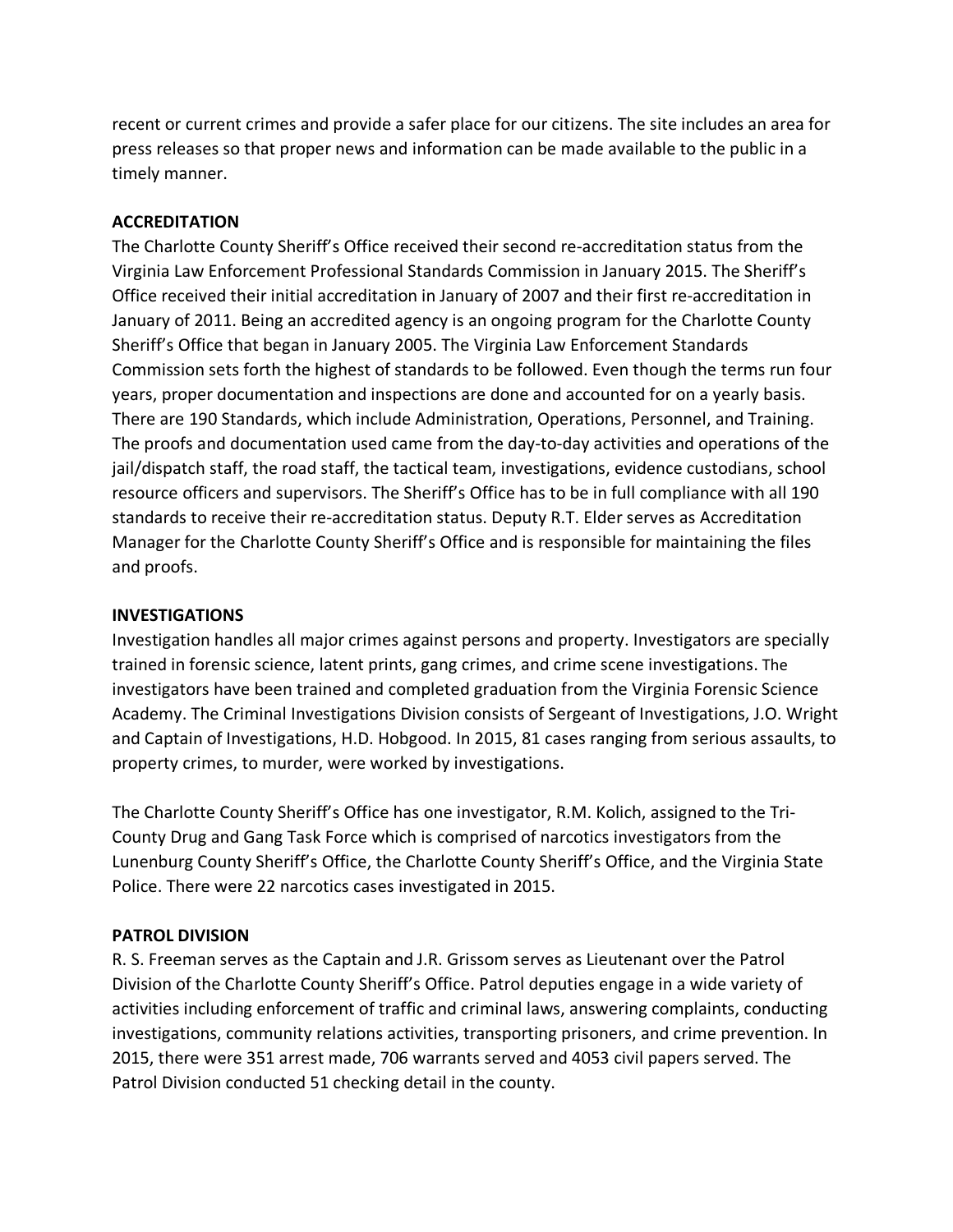recent or current crimes and provide a safer place for our citizens. The site includes an area for press releases so that proper news and information can be made available to the public in a timely manner.

## ACCREDITATION

The Charlotte County Sheriff's Office received their second re-accreditation status from the Virginia Law Enforcement Professional Standards Commission in January 2015. The Sheriff's Office received their initial accreditation in January of 2007 and their first re-accreditation in January of 2011. Being an accredited agency is an ongoing program for the Charlotte County Sheriff's Office that began in January 2005. The Virginia Law Enforcement Standards Commission sets forth the highest of standards to be followed. Even though the terms run four years, proper documentation and inspections are done and accounted for on a yearly basis. There are 190 Standards, which include Administration, Operations, Personnel, and Training. The proofs and documentation used came from the day-to-day activities and operations of the jail/dispatch staff, the road staff, the tactical team, investigations, evidence custodians, school resource officers and supervisors. The Sheriff's Office has to be in full compliance with all 190 standards to receive their re-accreditation status. Deputy R.T. Elder serves as Accreditation Manager for the Charlotte County Sheriff's Office and is responsible for maintaining the files and proofs.

## INVESTIGATIONS

Investigation handles all major crimes against persons and property. Investigators are specially trained in forensic science, latent prints, gang crimes, and crime scene investigations. The investigators have been trained and completed graduation from the Virginia Forensic Science Academy. The Criminal Investigations Division consists of Sergeant of Investigations, J.O. Wright and Captain of Investigations, H.D. Hobgood. In 2015, 81 cases ranging from serious assaults, to property crimes, to murder, were worked by investigations.

The Charlotte County Sheriff's Office has one investigator, R.M. Kolich, assigned to the Tri-County Drug and Gang Task Force which is comprised of narcotics investigators from the Lunenburg County Sheriff's Office, the Charlotte County Sheriff's Office, and the Virginia State Police. There were 22 narcotics cases investigated in 2015.

## PATROL DIVISION

R. S. Freeman serves as the Captain and J.R. Grissom serves as Lieutenant over the Patrol Division of the Charlotte County Sheriff's Office. Patrol deputies engage in a wide variety of activities including enforcement of traffic and criminal laws, answering complaints, conducting investigations, community relations activities, transporting prisoners, and crime prevention. In 2015, there were 351 arrest made, 706 warrants served and 4053 civil papers served. The Patrol Division conducted 51 checking detail in the county.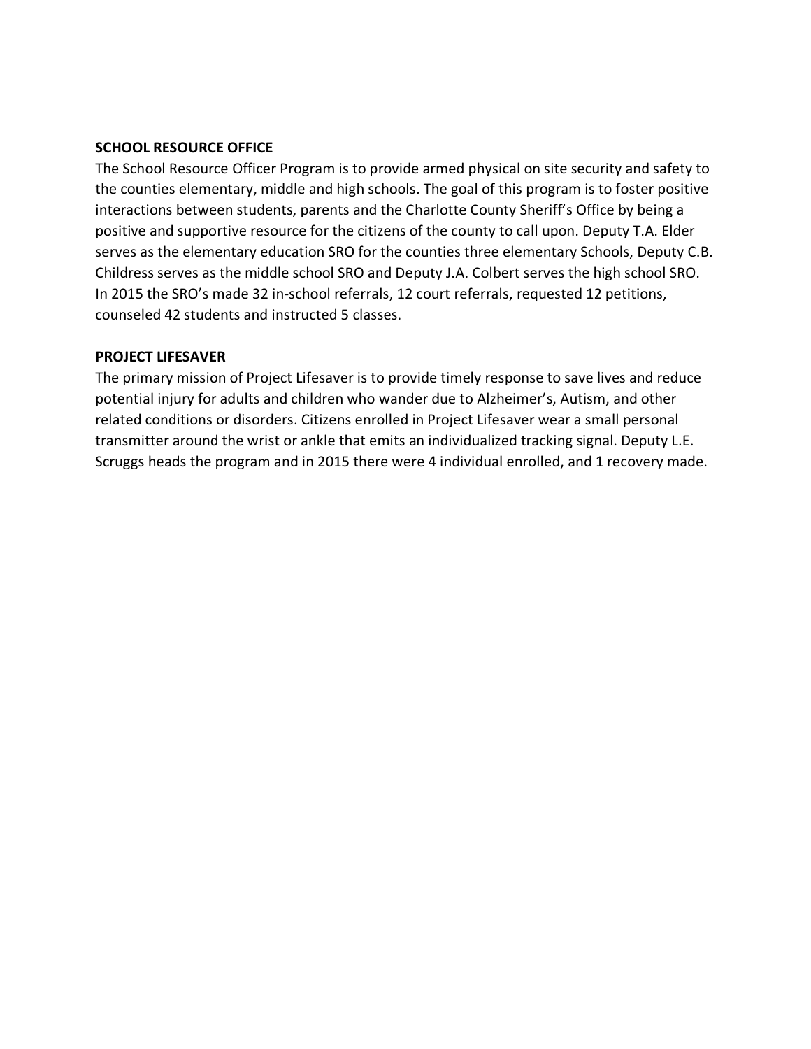**SCHOOL RESOURCE OFFICE**

The School Resource Officer Program is to provide armed physical on site security and safety to the counties elementary, middle and high schools. The goal of this program is to foster positive interactions between students, parents and the Charlotte County Sheriff's Office by being a positive and supportive resource for the citizens of the county to call upon. Deputy T.A. Elder serves as the elementary education SRO for the counties three elementary Schools, Deputy C.B. Childress serves as the middle school SRO and Deputy J.A. Colbert serves the high school SRO. In 2015 the SRO's made 32 in-school referrals, 12 court referrals, requested 12 petitions, counseled 42 students and instructed 5 classes.

**PROJECT LIFESAVER**

The primary mission of Project Lifesaver is to provide timely response to save lives and reduce potential injury for adults and children who wander due to Alzheimer's, Autism, and other related conditions or disorders. Citizens enrolled in Project Lifesaver wear a small personal transmitter around the wrist or ankle that emits an individualized tracking signal. Deputy L.E. Scruggs heads the program and in 2015 there were 4 individual enrolled, and 1 recovery made.